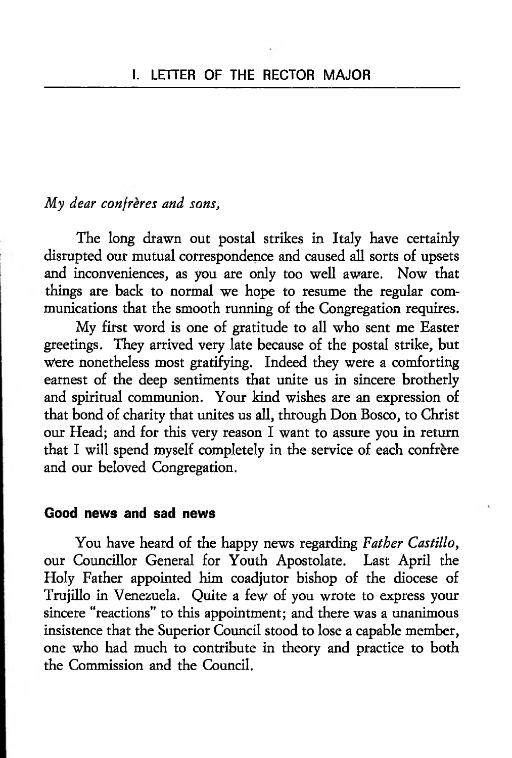# I. LETTER OF THE RECTOR MAJOR

*My dear confrères and sons,*

The long drawn out postal strikes in Italy have certainly disrupted our mutual correspondence and caused all sorts of upsets and inconveniences, as you are only too well aware. Now that things are back to normal we hope to resume the regular communications that the smooth running of the Congregation requires.

My first word is one of gratitude to all who sent me Easter greetings. They arrived very late because of the postal strike, but were nonetheless most gratifying. Indeed they were a comforting earnest of the deep sentiments that unite us in sincere brotherly and spiritual communion. Your kind wishes are an expression of that bond of charity that unites us all, through Don Bosco, to Christ our Head; and for this very reason I want to assure you in return that I will spend myself completely in the service of each confrère and our beloved Congregation.

## Good news and sad news

You have heard of the happy news regarding *Father Castillo*, our Councillor General for Youth Apostolate. Last April the Holy Father appointed him coadjutor bishop of the diocese of Trujillo in Venezuela. Quite a few of you wrote to express your sincere "reactions" to this appointment; and there was a unanimous insistence that the Superior Council stood to lose a capable member, one who had much to contribute in theory and practice to both the Commission and the Council.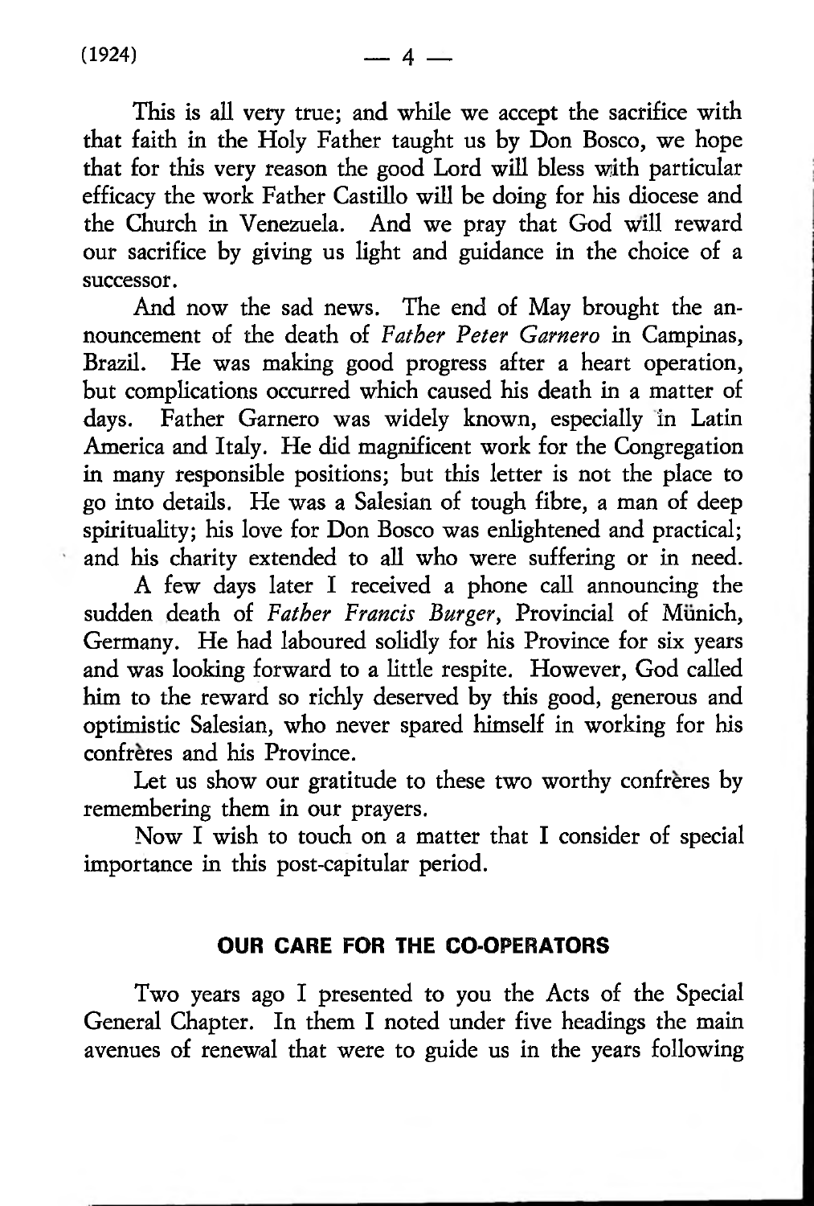This is all very true; and while we accept the sacrifice with that faith in the Holy Father taught us by Don Bosco, we hope that for this very reason the good Lord will bless with particular efficacy the work Father Castillo will be doing for his diocese and the Church in Venezuela. And we pray that God will reward our sacrifice by giving us light and guidance in the choice of a successor.

And now the sad news. The end of May brought the announcement of the death of *Father Peter Garnero* in Campinas, Brazil. He was making good progress after a heart operation, but complications occurred which caused his death in a matter of days. Father Garnero was widely known, especially in Latin America and Italy. He did magnificent work for the Congregation in many responsible positions; but this letter is not the place to go into details. He was a Salesian of tough fibre, a man of deep spirituality; his love for Don Bosco was enlightened and practical; and his charity extended to all who were suffering or in need.

A few days later I received a phone call announcing the sudden death of *Father Francis Burger*, Provincial of Münich, Germany. He had laboured solidly for his Province for six years and was looking forward to a little respite. However, God called him to the reward so richly deserved by this good, generous and optimistic Salesian, who never spared himself in working for his confrères and his Province.

Let us show our gratitude to these two worthy confrères by remembering them in our prayers.

Now I wish to touch on a matter that I consider of special importance in this post-capitular period.

## OUR CARE FOR THE CO-OPERATORS

Two years ago I presented to you the Acts of the Special General Chapter. In them I noted under five headings the main avenues of renewal that were to guide us in the years following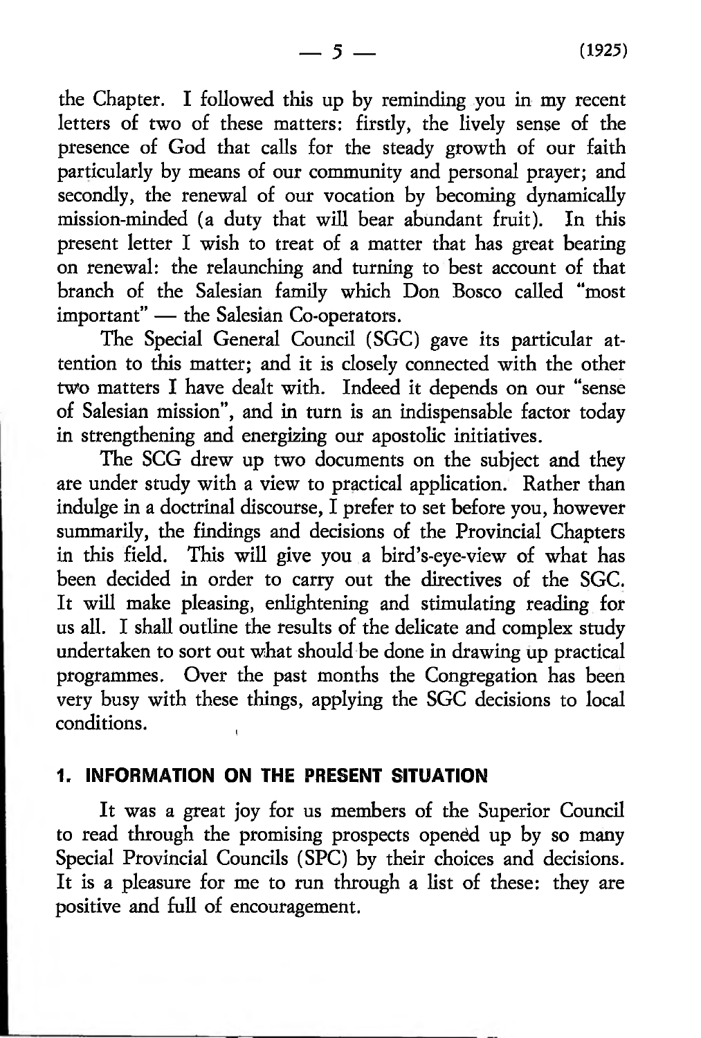the Chapter. I followed this up by reminding you in my recent letters of two of these matters: firstly, the lively sense of the presence of God that calls for the steady growth of our faith particularly by means of our community and personal prayer; and secondly, the renewal of our vocation by becoming dynamically mission-minded (a duty that will bear abundant fruit). In this present letter I wish to treat of a matter that has great bearing on renewal: the relaunching and turning to best account of that branch of the Salesian family which Don Bosco called "most important" — the Salesian Co-operators.

The Special General Council (SGC) gave its particular attention to this matter; and it is closely connected with the other two matters I have dealt with. Indeed it depends on our "sense of Salesian mission", and in turn is an indispensable factor today in strengthening and energizing our apostolic initiatives.

The SCG drew up two documents on the subject and they are under study with a view to practical application. Rather than indulge in a doctrinal discourse, I prefer to set before you, however summarily, the findings and decisions of the Provincial Chapters in this field. This will give you a bird's-eye-view of what has been decided in order to carry out the directives of the SGC. It will make pleasing, enlightening and stimulating reading for us all. I shall outline the results of the delicate and complex study undertaken to sort out what should be done in drawing up practical programmes. Over the past months the Congregation has been very busy with these things, applying the SGC decisions to local conditions.

## 1. INFORMATION ON THE PRESENT SITUATION

It was a great joy for us members of the Superior Council to read through the promising prospects opened up by so many Special Provincial Councils (SPC) by their choices and decisions. It is a pleasure for me to run through a list of these: they are positive and full of encouragement.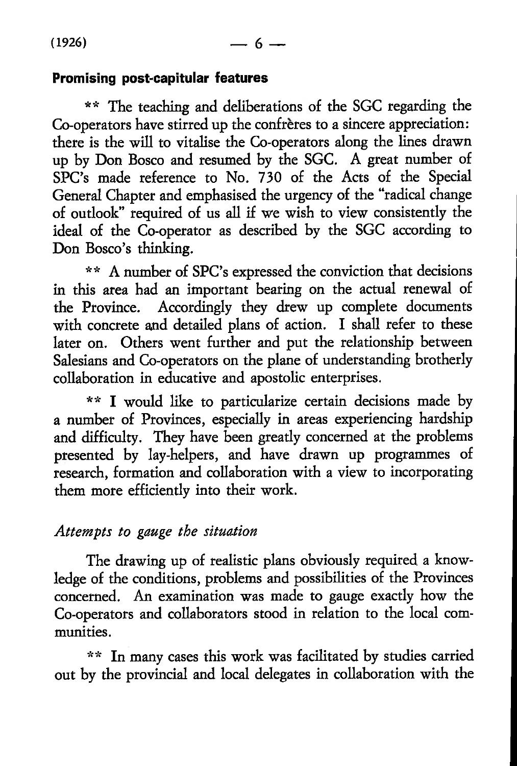## Promising post-capitular features

** The teaching and deliberations of the SGC regarding the Co-operators have stirred up the confrères to a sincere appreciation: there is the will to vitalise the Co-operators along the lines drawn up by Don Bosco and resumed by the SGC. A great number of SPC's made reference to No. 730 of the Acts of the Special General Chapter and emphasised the urgency of the "radical change of outlook" required of us all if we wish to view consistently the ideal of the Co-operator as described by the SGC according to Don Bosco's thinking.

** A number of SPC's expressed the conviction that decisions in this area had an important bearing on the actual renewal of the Province. Accordingly they drew up complete documents with concrete and detailed plans of action. I shall refer to these later on. Others went further and put the relationship between Salesians and Co-operators on the plane of understanding brotherly collaboration in educative and apostolic enterprises.

** I would like to particularize certain decisions made by a number of Provinces, especially in areas experiencing hardship and difficulty. They have been greatly concerned at the problems presented by lay-helpers, and have drawn up programmes of research, formation and collaboration with a view to incorporating them more efficiently into their work.

### *Attempts to gauge the situation*

The drawing up of realistic plans obviously required a knowledge of the conditions, problems and possibilities of the Provinces concerned. An examination was made to gauge exactly how the Co-operators and collaborators stood in relation to the local communities.

** In many cases this work was facilitated by studies carried out by the provincial and local delegates in collaboration with the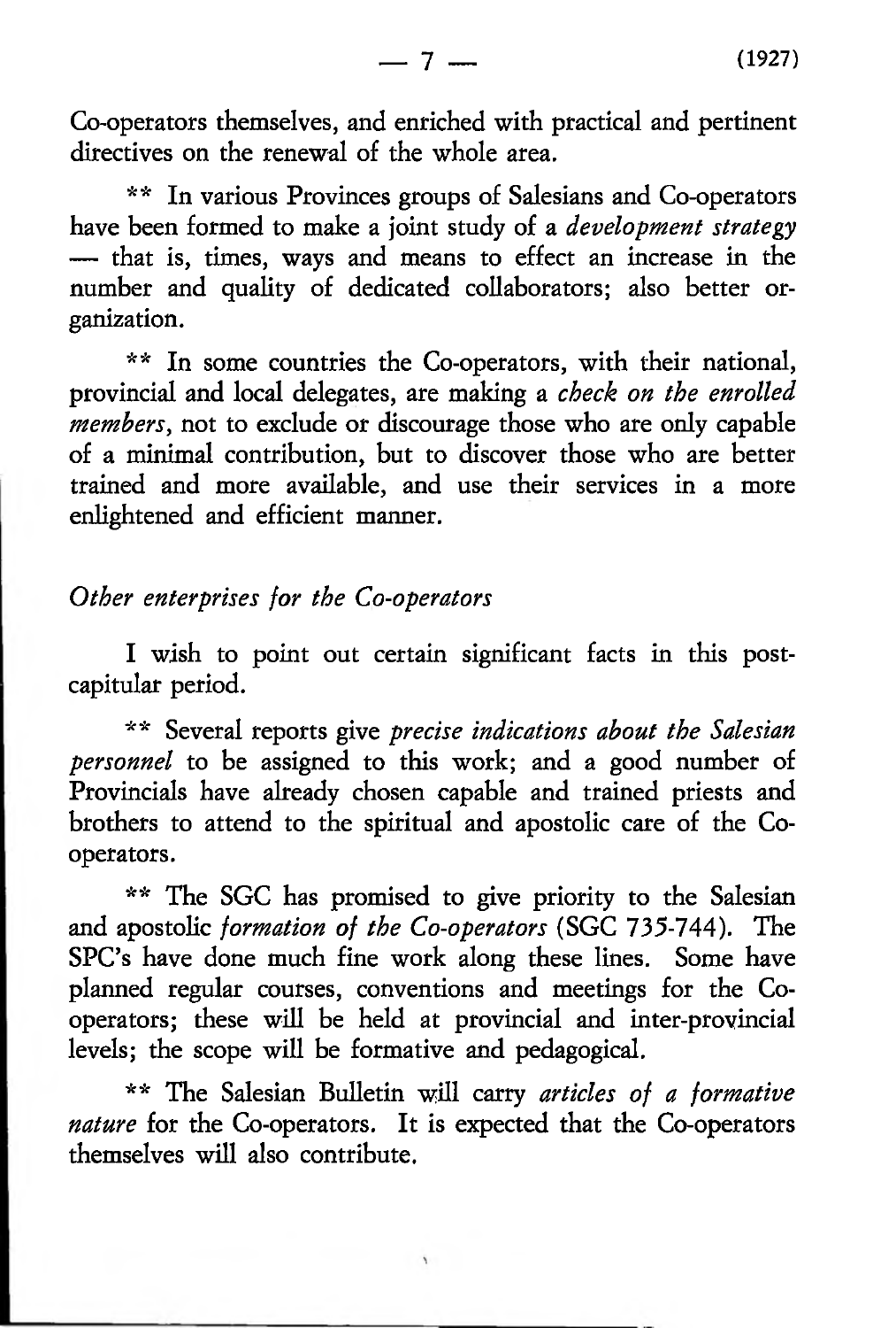Co-operators themselves, and enriched with practical and pertinent directives on the renewal of the whole area.

** In various Provinces groups of Salesians and Co-operators have been formed to make a joint study of a *development strategy* — that is, times, ways and means to effect an increase in the number and quality of dedicated collaborators; also better organization.

** In some countries the Co-operators, with their national, provincial and local delegates, are making a *check on the enrolled members*, not to exclude or discourage those who are only capable of a minimal contribution, but to discover those who are better trained and more available, and use their services in a more enlightened and efficient manner.

### *Other enterprises for the Co-operators*

I wish to point out certain significant facts in this post-capitular period.

** Several reports give *precise indications about the Salesian personnel* to be assigned to this work; and a good number of Provincials have already chosen capable and trained priests and brothers to attend to the spiritual and apostolic care of the Co-operators.

** The SGC has promised to give priority to the Salesian and apostolic *formation of the Co-operators* (SGC 735-744). The SPC's have done much fine work along these lines. Some have planned regular courses, conventions and meetings for the Co-operators; these will be held at provincial and inter-provincial levels; the scope will be formative and pedagogical.

** The Salesian Bulletin will carry *articles of a formative nature* for the Co-operators. It is expected that the Co-operators themselves will also contribute.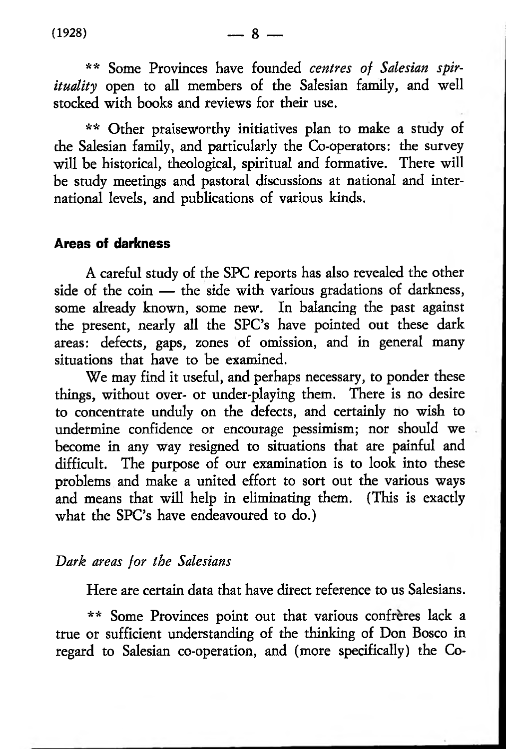** Some Provinces have founded *centres of Salesian spirituality* open to all members of the Salesian family, and well stocked with books and reviews for their use.

** Other praiseworthy initiatives plan to make a study of the Salesian family, and particularly the Co-operators: the survey will be historical, theological, spiritual and formative. There will be study meetings and pastoral discussions at national and international levels, and publications of various kinds.

### Areas of darkness

A careful study of the SPC reports has also revealed the other side of the coin — the side with various gradations of darkness, some already known, some new. In balancing the past against the present, nearly all the SPC's have pointed out these dark areas: defects, gaps, zones of omission, and in general many situations that have to be examined.

We may find it useful, and perhaps necessary, to ponder these things, without over- or under-playing them. There is no desire to concentrate unduly on the defects, and certainly no wish to undermine confidence or encourage pessimism; nor should we become in any way resigned to situations that are painful and difficult. The purpose of our examination is to look into these problems and make a united effort to sort out the various ways and means that will help in eliminating them. (This is exactly what the SPC's have endeavoured to do.)

*Dark areas for the Salesians*

Here are certain data that have direct reference to us Salesians.

** Some Provinces point out that various confrères lack a true or sufficient understanding of the thinking of Don Bosco in regard to Salesian co-operation, and (more specifically) the Co-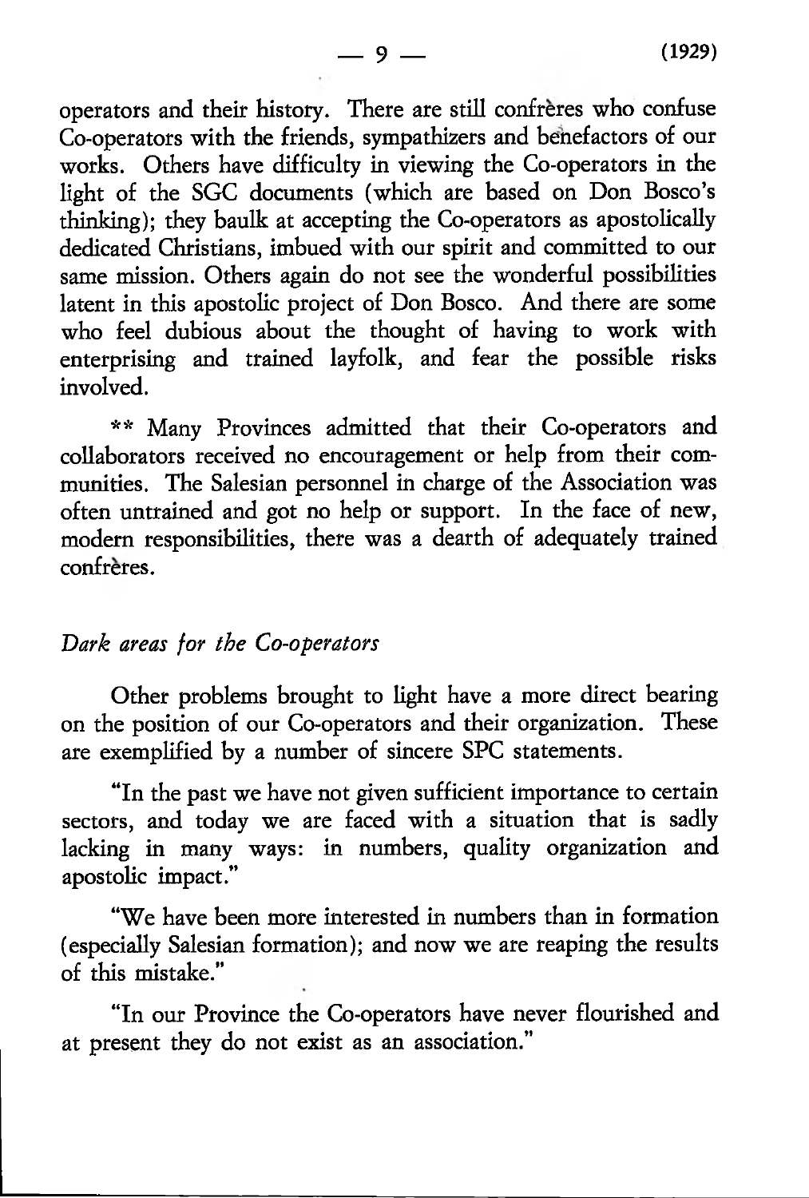operators and their history. There are still confrères who confuse Co-operators with the friends, sympathizers and benefactors of our works. Others have difficulty in viewing the Co-operators in the light of the SGC documents (which are based on Don Bosco's thinking); they baulk at accepting the Co-operators as apostolically dedicated Christians, imbued with our spirit and committed to our same mission. Others again do not see the wonderful possibilities latent in this apostolic project of Don Bosco. And there are some who feel dubious about the thought of having to work with enterprising and trained layfolk, and fear the possible risks involved.

** Many Provinces admitted that their Co-operators and collaborators received no encouragement or help from their communities. The Salesian personnel in charge of the Association was often untrained and got no help or support. In the face of new, modern responsibilities, there was a dearth of adequately trained confrères.

*Dark areas for the Co-operators*

Other problems brought to light have a more direct bearing on the position of our Co-operators and their organization. These are exemplified by a number of sincere SPC statements.

"In the past we have not given sufficient importance to certain sectors, and today we are faced with a situation that is sadly lacking in many ways: in numbers, quality organization and apostolic impact."

"We have been more interested in numbers than in formation (especially Salesian formation); and now we are reaping the results of this mistake."

"In our Province the Co-operators have never flourished and at present they do not exist as an association."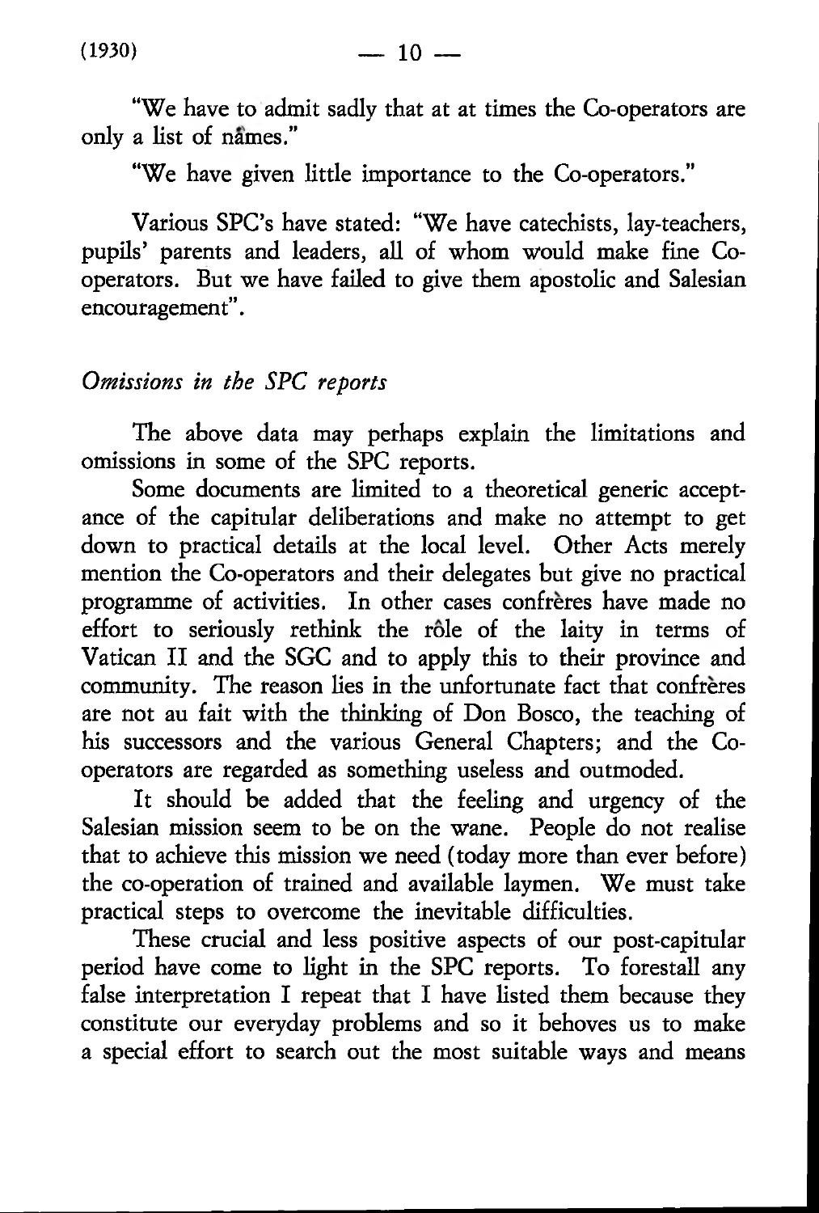"We have to admit sadly that at at times the Co-operators are only a list of names."

"We have given little importance to the Co-operators."

Various SPC's have stated: "We have catechists, lay-teachers, pupils' parents and leaders, all of whom would make fine Co-operators. But we have failed to give them apostolic and Salesian encouragement".

*Omissions in the SPC reports*

The above data may perhaps explain the limitations and omissions in some of the SPC reports.

Some documents are limited to a theoretical generic acceptance of the capitular deliberations and make no attempt to get down to practical details at the local level. Other Acts merely mention the Co-operators and their delegates but give no practical programme of activities. In other cases confrères have made no effort to seriously rethink the rôle of the laity in terms of Vatican II and the SGC and to apply this to their province and community. The reason lies in the unfortunate fact that confrères are not au fait with the thinking of Don Bosco, the teaching of his successors and the various General Chapters; and the Co-operators are regarded as something useless and outmoded.

It should be added that the feeling and urgency of the Salesian mission seem to be on the wane. People do not realise that to achieve this mission we need (today more than ever before) the co-operation of trained and available laymen. We must take practical steps to overcome the inevitable difficulties.

These crucial and less positive aspects of our post-capitular period have come to light in the SPC reports. To forestall any false interpretation I repeat that I have listed them because they constitute our everyday problems and so it behoves us to make a special effort to search out the most suitable ways and means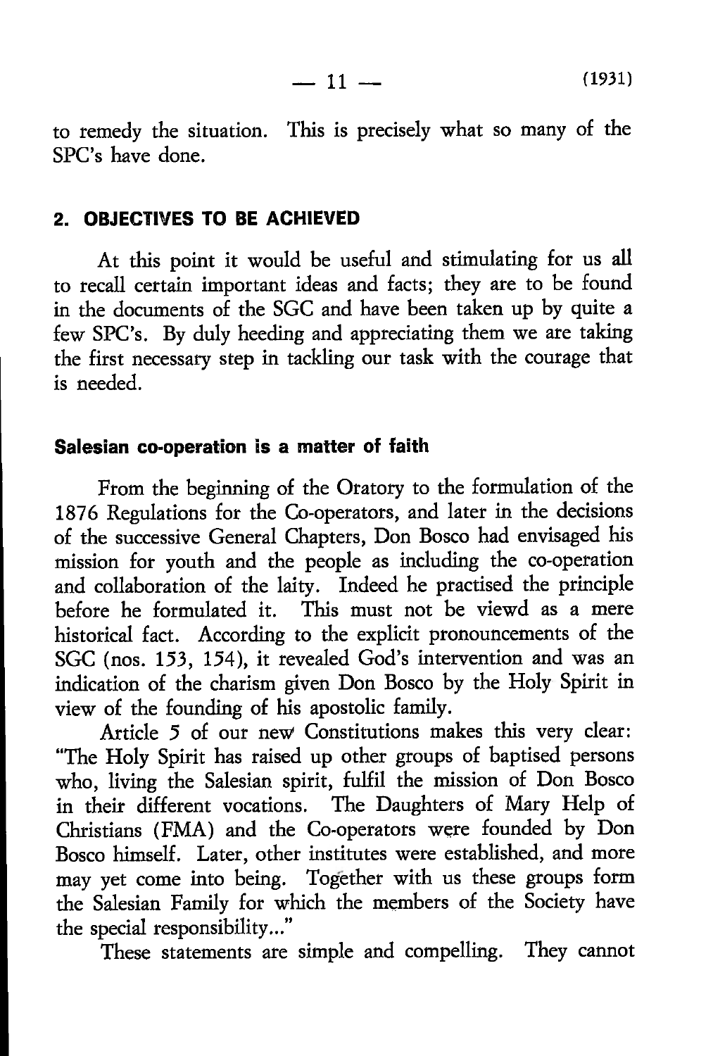to remedy the situation. This is precisely what so many of the SPC's have done.

## 2. OBJECTIVES TO BE ACHIEVED

At this point it would be useful and stimulating for us all to recall certain important ideas and facts; they are to be found in the documents of the SGC and have been taken up by quite a few SPC's. By duly heeding and appreciating them we are taking the first necessary step in tackling our task with the courage that is needed.

### Salesian co-operation is a matter of faith

From the beginning of the Oratory to the formulation of the 1876 Regulations for the Co-operators, and later in the decisions of the successive General Chapters, Don Bosco had envisaged his mission for youth and the people as including the co-operation and collaboration of the laity. Indeed he practised the principle before he formulated it. This must not be viewd as a mere historical fact. According to the explicit pronouncements of the SGC (nos. 153, 154), it revealed God's intervention and was an indication of the charism given Don Bosco by the Holy Spirit in view of the founding of his apostolic family.

Article 5 of our new Constitutions makes this very clear: "The Holy Spirit has raised up other groups of baptised persons who, living the Salesian spirit, fulfil the mission of Don Bosco in their different vocations. The Daughters of Mary Help of Christians (FMA) and the Co-operators were founded by Don Bosco himself. Later, other institutes were established, and more may yet come into being. Together with us these groups form the Salesian Family for which the members of the Society have the special responsibility..."

These statements are simple and compelling. They cannot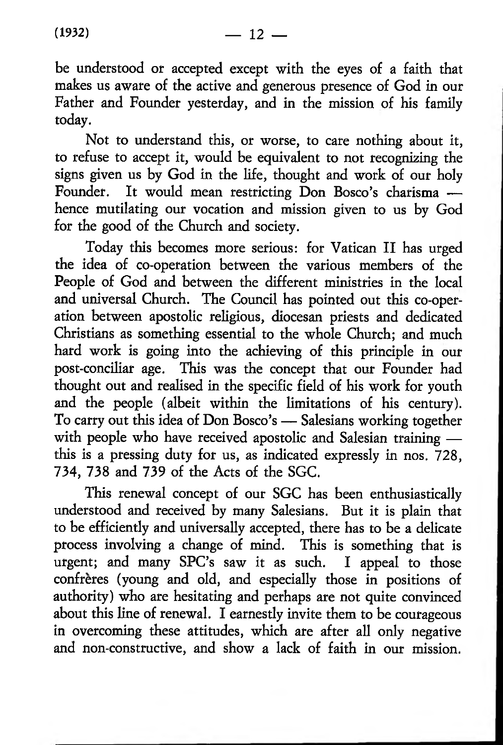be understood or accepted except with the eyes of a faith that makes us aware of the active and generous presence of God in our Father and Founder yesterday, and in the mission of his family today.

Not to understand this, or worse, to care nothing about it, to refuse to accept it, would be equivalent to not recognizing the signs given us by God in the life, thought and work of our holy Founder. It would mean restricting Don Bosco's charisma — hence mutilating our vocation and mission given to us by God for the good of the Church and society.

Today this becomes more serious: for Vatican II has urged the idea of co-operation between the various members of the People of God and between the different ministries in the local and universal Church. The Council has pointed out this co-operation between apostolic religious, diocesan priests and dedicated Christians as something essential to the whole Church; and much hard work is going into the achieving of this principle in our post-conciliar age. This was the concept that our Founder had thought out and realised in the specific field of his work for youth and the people (albeit within the limitations of his century). To carry out this idea of Don Bosco's — Salesians working together with people who have received apostolic and Salesian training — this is a pressing duty for us, as indicated expressly in nos. 728, 734, 738 and 739 of the Acts of the SGC.

This renewal concept of our SGC has been enthusiastically understood and received by many Salesians. But it is plain that to be efficiently and universally accepted, there has to be a delicate process involving a change of mind. This is something that is urgent; and many SPC's saw it as such. I appeal to those confrères (young and old, and especially those in positions of authority) who are hesitating and perhaps are not quite convinced about this line of renewal. I earnestly invite them to be courageous in overcoming these attitudes, which are after all only negative and non-constructive, and show a lack of faith in our mission.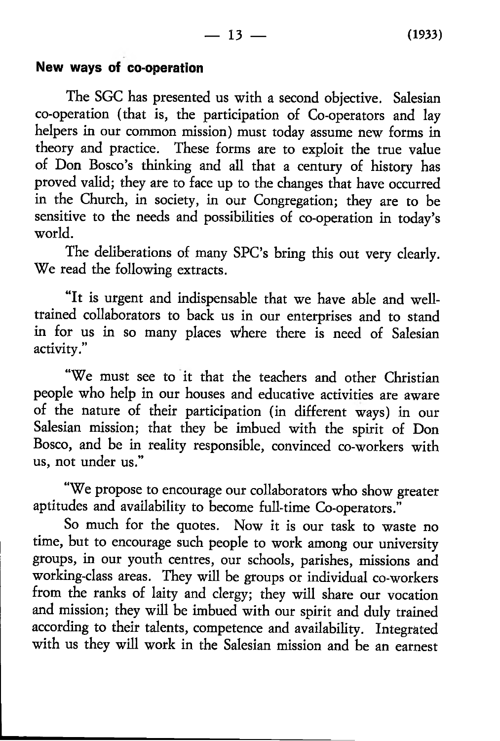## New ways of co-operation

The SGC has presented us with a second objective. Salesian co-operation (that is, the participation of Co-operators and lay helpers in our common mission) must today assume new forms in theory and practice. These forms are to exploit the true value of Don Bosco's thinking and all that a century of history has proved valid; they are to face up to the changes that have occurred in the Church, in society, in our Congregation; they are to be sensitive to the needs and possibilities of co-operation in today's world.

The deliberations of many SPC's bring this out very clearly. We read the following extracts.

"It is urgent and indispensable that we have able and well-trained collaborators to back us in our enterprises and to stand in for us in so many places where there is need of Salesian activity."

"We must see to it that the teachers and other Christian people who help in our houses and educative activities are aware of the nature of their participation (in different ways) in our Salesian mission; that they be imbued with the spirit of Don Bosco, and be in reality responsible, convinced co-workers with us, not under us."

"We propose to encourage our collaborators who show greater aptitudes and availability to become full-time Co-operators."

So much for the quotes. Now it is our task to waste no time, but to encourage such people to work among our university groups, in our youth centres, our schools, parishes, missions and working-class areas. They will be groups or individual co-workers from the ranks of laity and clergy; they will share our vocation and mission; they will be imbued with our spirit and duly trained according to their talents, competence and availability. Integrated with us they will work in the Salesian mission and be an earnest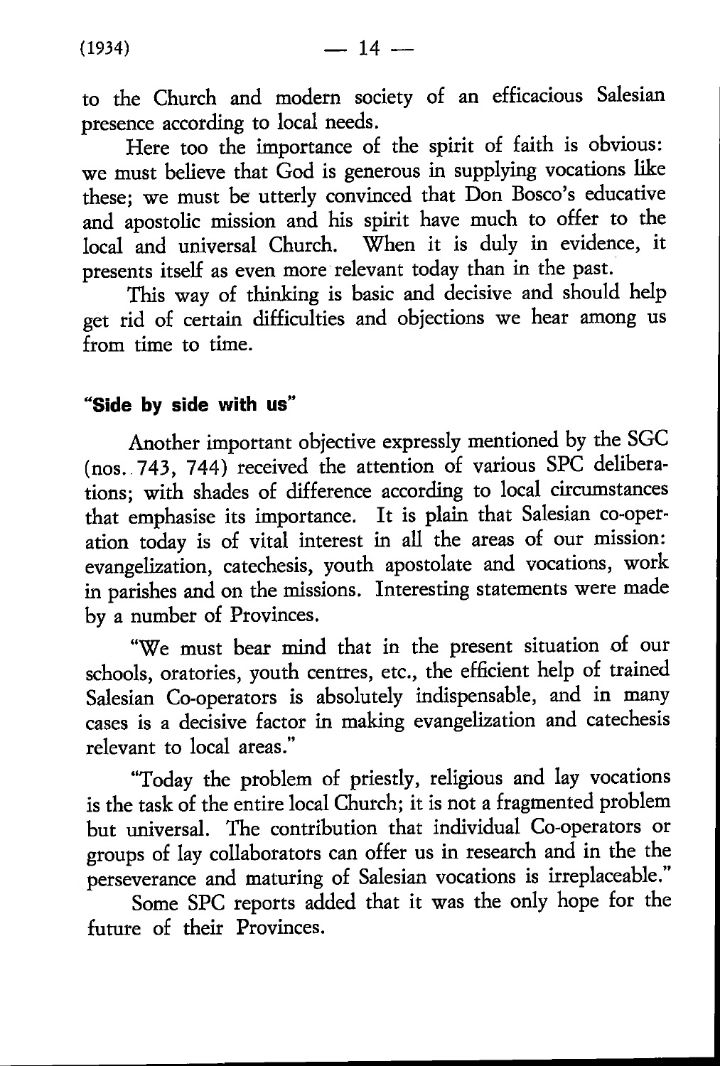to the Church and modern society of an efficacious Salesian presence according to local needs.

Here too the importance of the spirit of faith is obvious: we must believe that God is generous in supplying vocations like these; we must be utterly convinced that Don Bosco's educative and apostolic mission and his spirit have much to offer to the local and universal Church. When it is duly in evidence, it presents itself as even more relevant today than in the past.

This way of thinking is basic and decisive and should help get rid of certain difficulties and objections we hear among us from time to time.

#### "Side by side with us"

Another important objective expressly mentioned by the SGC (nos. 743, 744) received the attention of various SPC deliberations; with shades of difference according to local circumstances that emphasise its importance. It is plain that Salesian co-operation today is of vital interest in all the areas of our mission: evangelization, catechesis, youth apostolate and vocations, work in parishes and on the missions. Interesting statements were made by a number of Provinces.

"We must bear mind that in the present situation of our schools, oratories, youth centres, etc., the efficient help of trained Salesian Co-operators is absolutely indispensable, and in many cases is a decisive factor in making evangelization and catechesis relevant to local areas."

"Today the problem of priestly, religious and lay vocations is the task of the entire local Church; it is not a fragmented problem but universal. The contribution that individual Co-operators or groups of lay collaborators can offer us in research and in the the perseverance and maturing of Salesian vocations is irreplaceable."

Some SPC reports added that it was the only hope for the future of their Provinces.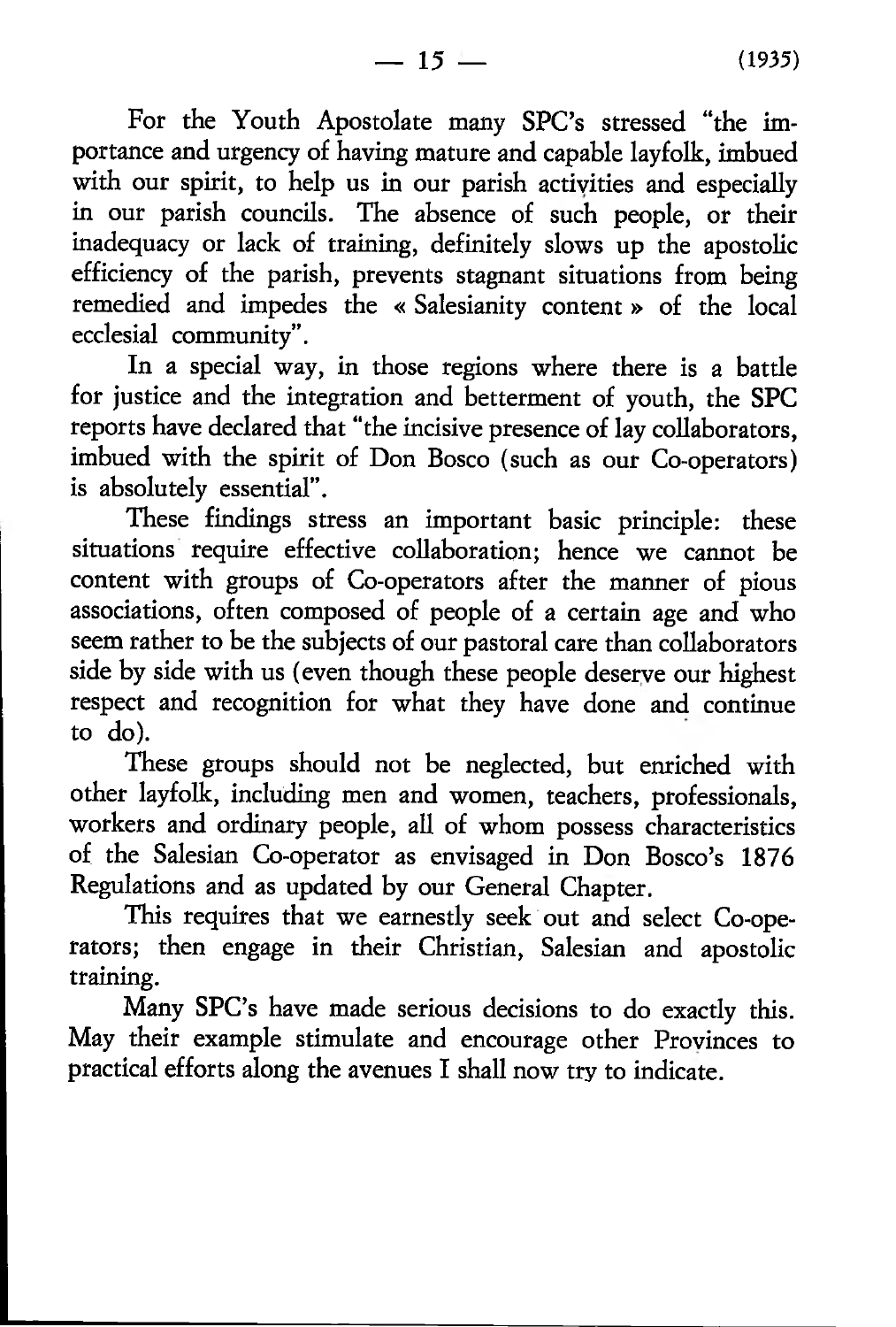For the Youth Apostolate many SPC's stressed "the importance and urgency of having mature and capable layfolk, imbued with our spirit, to help us in our parish activities and especially in our parish councils. The absence of such people, or their inadequacy or lack of training, definitely slows up the apostolic efficiency of the parish, prevents stagnant situations from being remedied and impedes the « Salesianity content » of the local ecclesial community".

In a special way, in those regions where there is a battle for justice and the integration and betterment of youth, the SPC reports have declared that "the incisive presence of lay collaborators, imbued with the spirit of Don Bosco (such as our Co-operators) is absolutely essential".

These findings stress an important basic principle: these situations require effective collaboration; hence we cannot be content with groups of Co-operators after the manner of pious associations, often composed of people of a certain age and who seem rather to be the subjects of our pastoral care than collaborators side by side with us (even though these people deserve our highest respect and recognition for what they have done and continue to do).

These groups should not be neglected, but enriched with other layfolk, including men and women, teachers, professionals, workers and ordinary people, all of whom possess characteristics of the Salesian Co-operator as envisaged in Don Bosco's 1876 Regulations and as updated by our General Chapter.

This requires that we earnestly seek out and select Co-operators; then engage in their Christian, Salesian and apostolic training.

Many SPC's have made serious decisions to do exactly this. May their example stimulate and encourage other Provinces to practical efforts along the avenues I shall now try to indicate.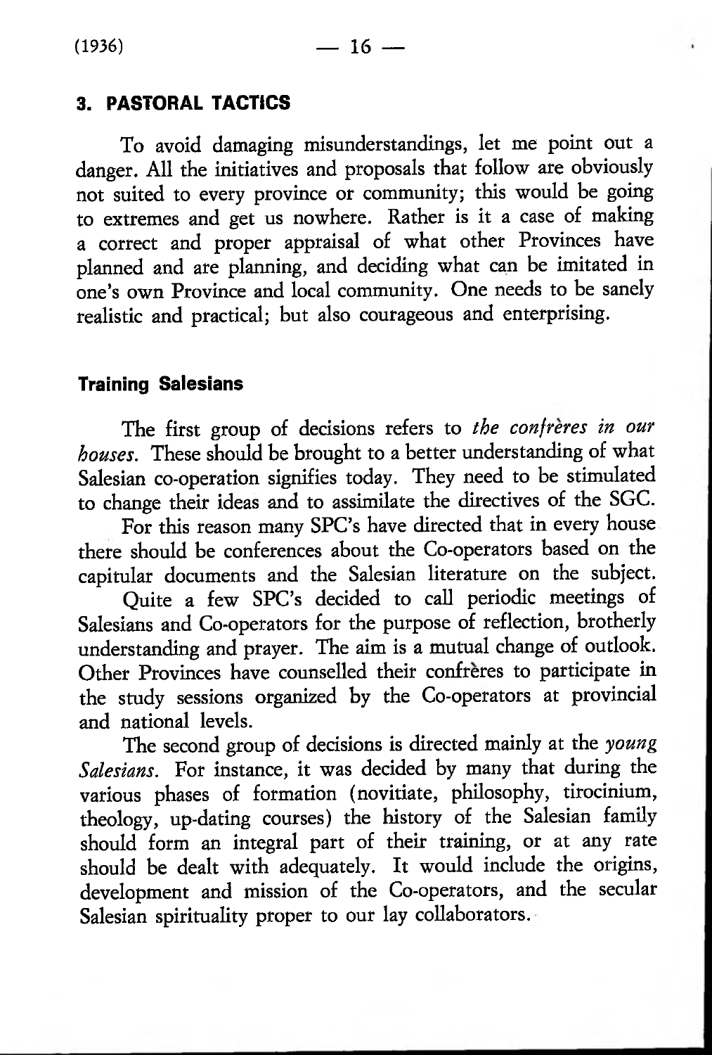## 3. PASTORAL TACTICS

To avoid damaging misunderstandings, let me point out a danger. All the initiatives and proposals that follow are obviously not suited to every province or community; this would be going to extremes and get us nowhere. Rather is it a case of making a correct and proper appraisal of what other Provinces have planned and are planning, and deciding what can be imitated in one's own Province and local community. One needs to be sanely realistic and practical; but also courageous and enterprising.

### Training Salesians

The first group of decisions refers to *the confrères in our houses*. These should be brought to a better understanding of what Salesian co-operation signifies today. They need to be stimulated to change their ideas and to assimilate the directives of the SGC.

For this reason many SPC's have directed that in every house there should be conferences about the Co-operators based on the capitular documents and the Salesian literature on the subject.

Quite a few SPC's decided to call periodic meetings of Salesians and Co-operators for the purpose of reflection, brotherly understanding and prayer. The aim is a mutual change of outlook. Other Provinces have counselled their confrères to participate in the study sessions organized by the Co-operators at provincial and national levels.

The second group of decisions is directed mainly at the *young Salesians*. For instance, it was decided by many that during the various phases of formation (novitiate, philosophy, tirocinium, theology, up-dating courses) the history of the Salesian family should form an integral part of their training, or at any rate should be dealt with adequately. It would include the origins, development and mission of the Co-operators, and the secular Salesian spirituality proper to our lay collaborators.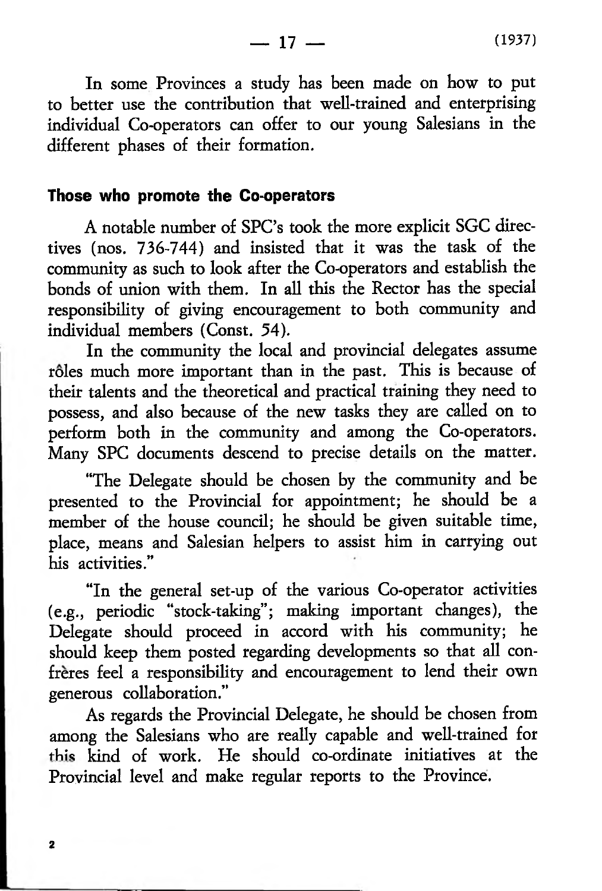In some Provinces a study has been made on how to put to better use the contribution that well-trained and enterprising individual Co-operators can offer to our young Salesians in the different phases of their formation.

## Those who promote the Co-operators

A notable number of SPC's took the more explicit SGC directives (nos. 736-744) and insisted that it was the task of the community as such to look after the Co-operators and establish the bonds of union with them. In all this the Rector has the special responsibility of giving encouragement to both community and individual members (Const. 54).

In the community the local and provincial delegates assume rôles much more important than in the past. This is because of their talents and the theoretical and practical training they need to possess, and also because of the new tasks they are called on to perform both in the community and among the Co-operators. Many SPC documents descend to precise details on the matter.

"The Delegate should be chosen by the community and be presented to the Provincial for appointment; he should be a member of the house council; he should be given suitable time, place, means and Salesian helpers to assist him in carrying out his activities."

"In the general set-up of the various Co-operator activities (e.g., periodic "stock-taking"; making important changes), the Delegate should proceed in accord with his community; he should keep them posted regarding developments so that all confrères feel a responsibility and encouragement to lend their own generous collaboration."

As regards the Provincial Delegate, he should be chosen from among the Salesians who are really capable and well-trained for this kind of work. He should co-ordinate initiatives at the Provincial level and make regular reports to the Province.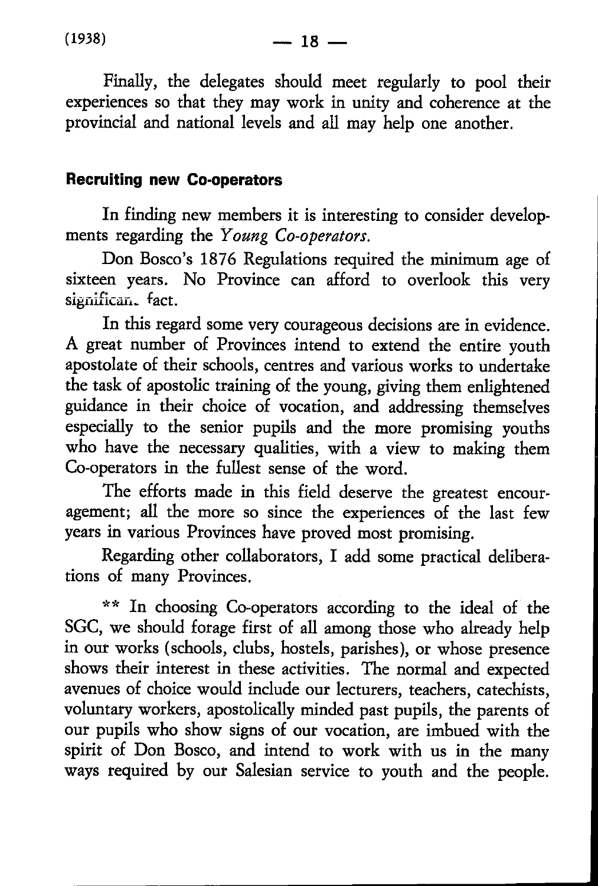Finally, the delegates should meet regularly to pool their experiences so that they may work in unity and coherence at the provincial and national levels and all may help one another.

#### Recruiting new Co-operators

In finding new members it is interesting to consider developments regarding the *Young Co-operators.*

Don Bosco's 1876 Regulations required the minimum age of sixteen years. No Province can afford to overlook this very significant fact.

In this regard some very courageous decisions are in evidence. A great number of Provinces intend to extend the entire youth apostolate of their schools, centres and various works to undertake the task of apostolic training of the young, giving them enlightened guidance in their choice of vocation, and addressing themselves especially to the senior pupils and the more promising youths who have the necessary qualities, with a view to making them Co-operators in the fullest sense of the word.

The efforts made in this field deserve the greatest encouragement; all the more so since the experiences of the last few years in various Provinces have proved most promising.

Regarding other collaborators, I add some practical deliberations of many Provinces.

** In choosing Co-operators according to the ideal of the SGC, we should forage first of all among those who already help in our works (schools, clubs, hostels, parishes), or whose presence shows their interest in these activities. The normal and expected avenues of choice would include our lecturers, teachers, catechists, voluntary workers, apostolically minded past pupils, the parents of our pupils who show signs of our vocation, are imbued with the spirit of Don Bosco, and intend to work with us in the many ways required by our Salesian service to youth and the people.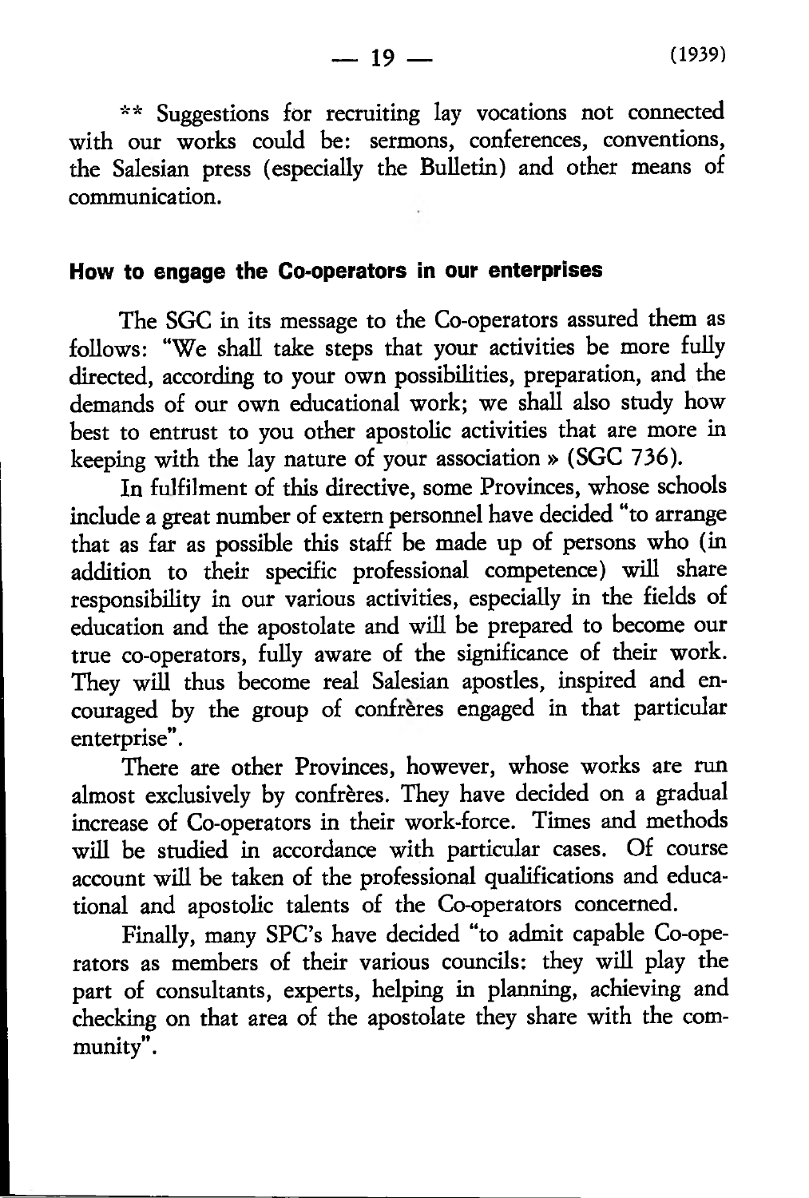** Suggestions for recruiting lay vocations not connected with our works could be: sermons, conferences, conventions, the Salesian press (especially the Bulletin) and other means of communication.

### How to engage the Co-operators in our enterprises

The SGC in its message to the Co-operators assured them as follows: "We shall take steps that your activities be more fully directed, according to your own possibilities, preparation, and the demands of our own educational work; we shall also study how best to entrust to you other apostolic activities that are more in keeping with the lay nature of your association » (SGC 736).

In fulfilment of this directive, some Provinces, whose schools include a great number of extern personnel have decided "to arrange that as far as possible this staff be made up of persons who (in addition to their specific professional competence) will share responsibility in our various activities, especially in the fields of education and the apostolate and will be prepared to become our true co-operators, fully aware of the significance of their work. They will thus become real Salesian apostles, inspired and encouraged by the group of confrères engaged in that particular enterprise".

There are other Provinces, however, whose works are run almost exclusively by confrères. They have decided on a gradual increase of Co-operators in their work-force. Times and methods will be studied in accordance with particular cases. Of course account will be taken of the professional qualifications and educational and apostolic talents of the Co-operators concerned.

Finally, many SPC's have decided "to admit capable Co-operators as members of their various councils: they will play the part of consultants, experts, helping in planning, achieving and checking on that area of the apostolate they share with the community".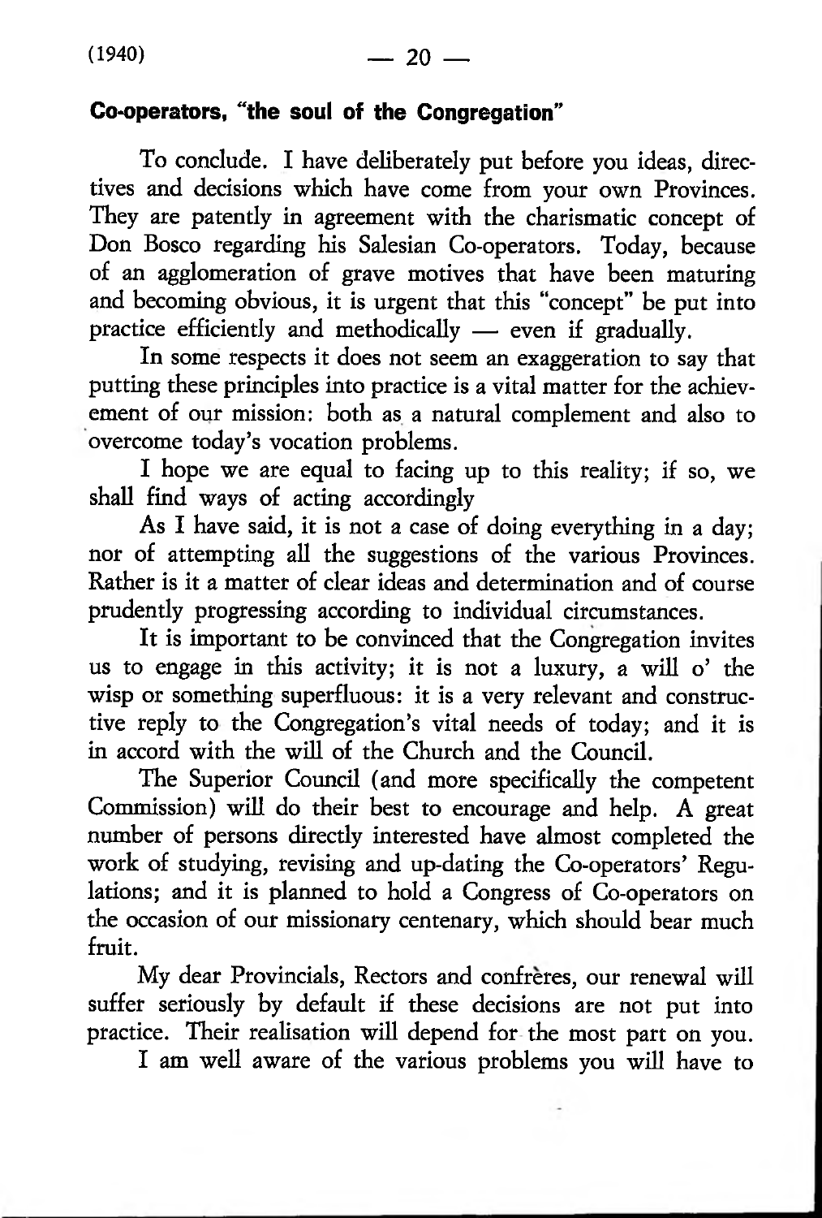## Co-operators, "the soul of the Congregation"

To conclude. I have deliberately put before you ideas, directives and decisions which have come from your own Provinces. They are patently in agreement with the charismatic concept of Don Bosco regarding his Salesian Co-operators. Today, because of an agglomeration of grave motives that have been maturing and becoming obvious, it is urgent that this "concept" be put into practice efficiently and methodically — even if gradually.

In some respects it does not seem an exaggeration to say that putting these principles into practice is a vital matter for the achievement of our mission: both as a natural complement and also to overcome today's vocation problems.

I hope we are equal to facing up to this reality; if so, we shall find ways of acting accordingly

As I have said, it is not a case of doing everything in a day; nor of attempting all the suggestions of the various Provinces. Rather is it a matter of clear ideas and determination and of course prudently progressing according to individual circumstances.

It is important to be convinced that the Congregation invites us to engage in this activity; it is not a luxury, a will o' the wisp or something superfluous: it is a very relevant and constructive reply to the Congregation's vital needs of today; and it is in accord with the will of the Church and the Council.

The Superior Council (and more specifically the competent Commission) will do their best to encourage and help. A great number of persons directly interested have almost completed the work of studying, revising and up-dating the Co-operators' Regulations; and it is planned to hold a Congress of Co-operators on the occasion of our missionary centenary, which should bear much fruit.

My dear Provincials, Rectors and confrères, our renewal will suffer seriously by default if these decisions are not put into practice. Their realisation will depend for the most part on you.

I am well aware of the various problems you will have to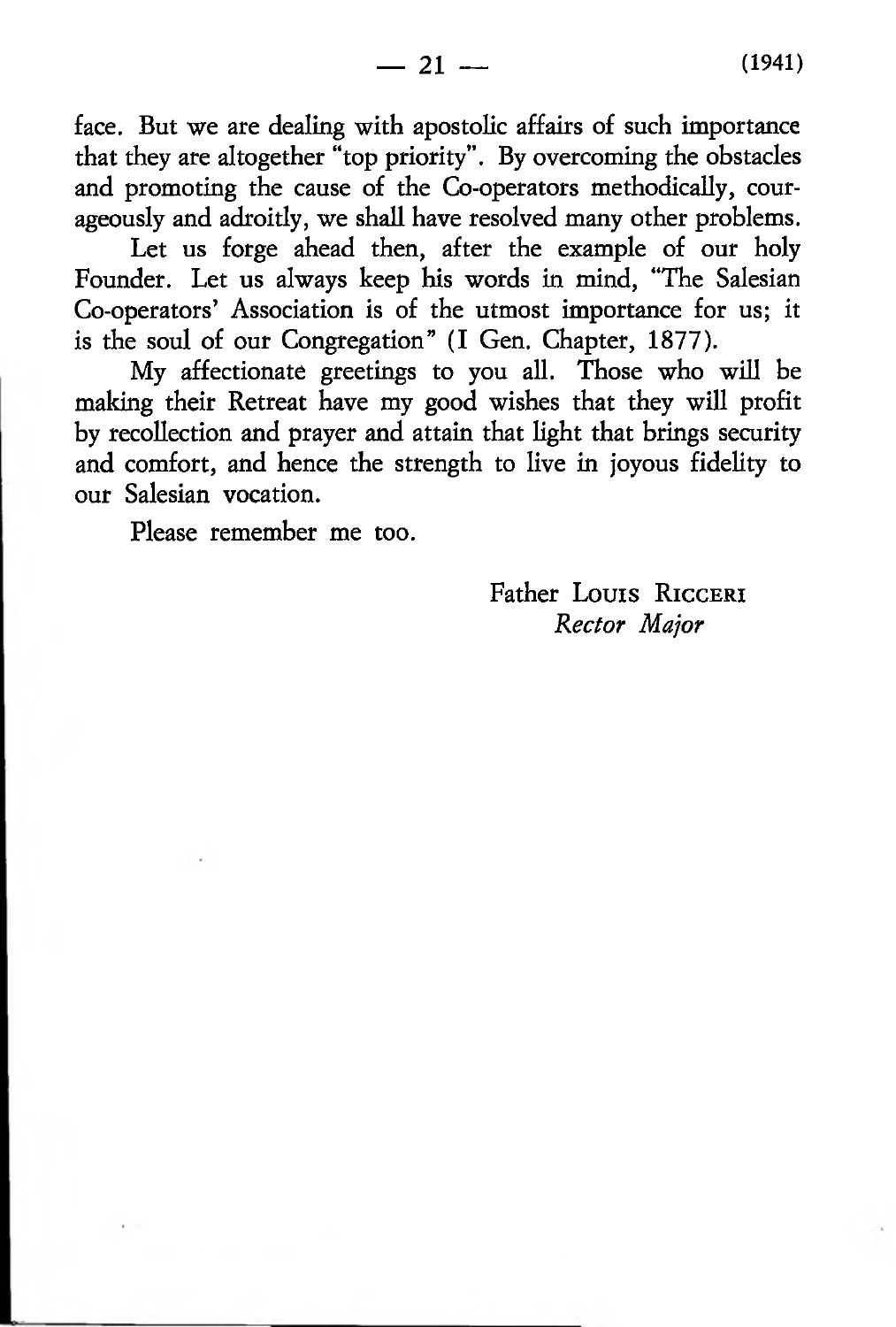face. But we are dealing with apostolic affairs of such importance that they are altogether "top priority". By overcoming the obstacles and promoting the cause of the Co-operators methodically, courageously and adroitly, we shall have resolved many other problems.

Let us forge ahead then, after the example of our holy Founder. Let us always keep his words in mind, "The Salesian Co-operators' Association is of the utmost importance for us; it is the soul of our Congregation" (I Gen. Chapter, 1877).

My affectionate greetings to you all. Those who will be making their Retreat have my good wishes that they will profit by recollection and prayer and attain that light that brings security and comfort, and hence the strength to live in joyous fidelity to our Salesian vocation.

Please remember me too.

Father Louis Ricceri
*Rector Major*